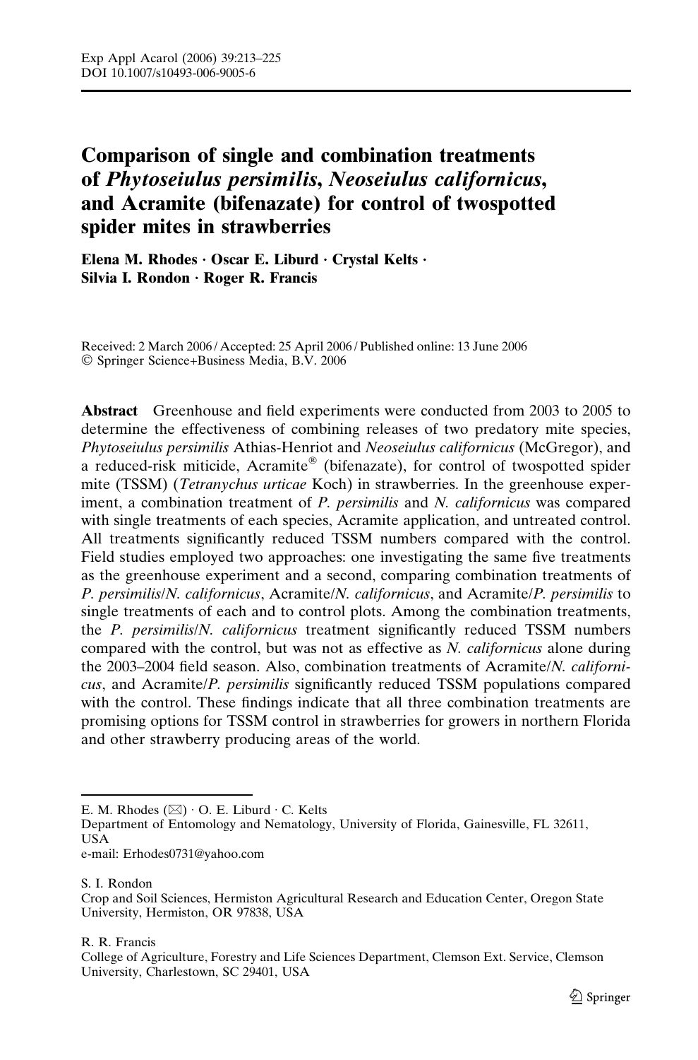# Comparison of single and combination treatments of *Phytoseiulus persimilis*, *Neoseiulus californicus*, and Acramite (bifenazate) for control of twospotted spider mites in strawberries

**Elena M. Rhodes · Oscar E. Liburd · Crystal Kelts · Silvia I. Rondon · Roger R. Francis**

Received: 2 March 2006 / Accepted: 25 April 2006 / Published online: 13 June 2006
© Springer Science+Business Media, B.V. 2006

**Abstract** Greenhouse and field experiments were conducted from 2003 to 2005 to determine the effectiveness of combining releases of two predatory mite species, *Phytoseiulus persimilis* Athias-Henriot and *Neoseiulus californicus* (McGregor), and a reduced-risk miticide, Acramite® (bifenazate), for control of twospotted spider mite (TSSM) (*Tetranychus urticae* Koch) in strawberries. In the greenhouse experiment, a combination treatment of *P. persimilis* and *N. californicus* was compared with single treatments of each species, Acramite application, and untreated control. All treatments significantly reduced TSSM numbers compared with the control. Field studies employed two approaches: one investigating the same five treatments as the greenhouse experiment and a second, comparing combination treatments of *P. persimilis*/*N. californicus*, Acramite/*N. californicus*, and Acramite/*P. persimilis* to single treatments of each and to control plots. Among the combination treatments, the *P. persimilis*/*N. californicus* treatment significantly reduced TSSM numbers compared with the control, but was not as effective as *N. californicus* alone during the 2003–2004 field season. Also, combination treatments of Acramite/*N. californicus*, and Acramite/*P. persimilis* significantly reduced TSSM populations compared with the control. These findings indicate that all three combination treatments are promising options for TSSM control in strawberries for growers in northern Florida and other strawberry producing areas of the world.

---

E. M. Rhodes (✉) · O. E. Liburd · C. Kelts
Department of Entomology and Nematology, University of Florida, Gainesville, FL 32611, USA
e-mail: Erhodes0731@yahoo.com

S. I. Rondon
Crop and Soil Sciences, Hermiston Agricultural Research and Education Center, Oregon State University, Hermiston, OR 97838, USA

R. R. Francis
College of Agriculture, Forestry and Life Sciences Department, Clemson Ext. Service, Clemson University, Charlestown, SC 29401, USA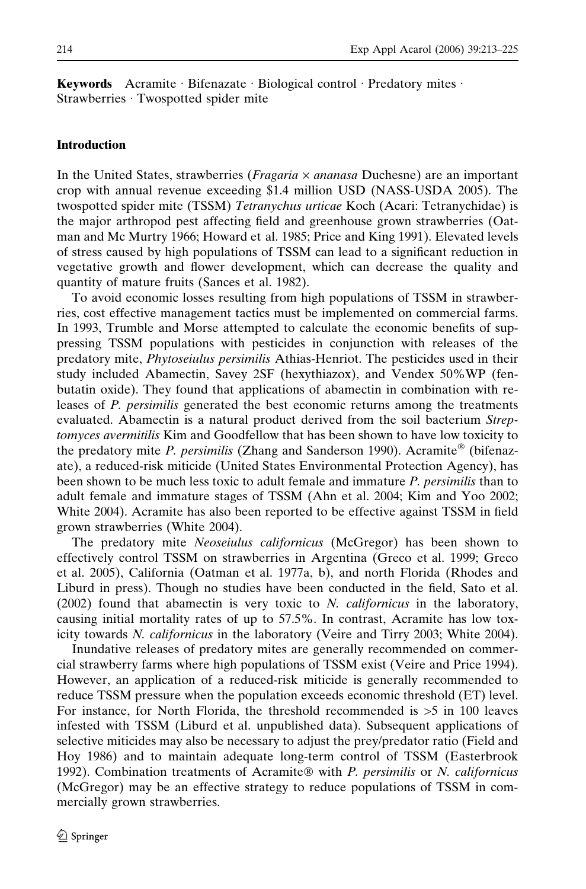**Keywords** Acramite · Bifenazate · Biological control · Predatory mites · Strawberries · Twospotted spider mite

## Introduction

In the United States, strawberries (*Fragaria* × *ananasa* Duchesne) are an important crop with annual revenue exceeding $1.4 million USD (NASS-USDA 2005). The twospotted spider mite (TSSM) *Tetranychus urticae* Koch (Acari: Tetranychidae) is the major arthropod pest affecting field and greenhouse grown strawberries (Oatman and Mc Murtry 1966; Howard et al. 1985; Price and King 1991). Elevated levels of stress caused by high populations of TSSM can lead to a significant reduction in vegetative growth and flower development, which can decrease the quality and quantity of mature fruits (Sances et al. 1982).

To avoid economic losses resulting from high populations of TSSM in strawberries, cost effective management tactics must be implemented on commercial farms. In 1993, Trumble and Morse attempted to calculate the economic benefits of suppressing TSSM populations with pesticides in conjunction with releases of the predatory mite, *Phytoseiulus persimilis* Athias-Henriot. The pesticides used in their study included Abamectin, Savey 2SF (hexythiazox), and Vendex 50%WP (fenbutatin oxide). They found that applications of abamectin in combination with releases of *P. persimilis* generated the best economic returns among the treatments evaluated. Abamectin is a natural product derived from the soil bacterium *Streptomyces avermitilis* Kim and Goodfellow that has been shown to have low toxicity to the predatory mite *P. persimilis* (Zhang and Sanderson 1990). Acramite® (bifenazate), a reduced-risk miticide (United States Environmental Protection Agency), has been shown to be much less toxic to adult female and immature *P. persimilis* than to adult female and immature stages of TSSM (Ahn et al. 2004; Kim and Yoo 2002; White 2004). Acramite has also been reported to be effective against TSSM in field grown strawberries (White 2004).

The predatory mite *Neoseiulus californicus* (McGregor) has been shown to effectively control TSSM on strawberries in Argentina (Greco et al. 1999; Greco et al. 2005), California (Oatman et al. 1977a, b), and north Florida (Rhodes and Liburd in press). Though no studies have been conducted in the field, Sato et al. (2002) found that abamectin is very toxic to *N. californicus* in the laboratory, causing initial mortality rates of up to 57.5%. In contrast, Acramite has low toxicity towards *N. californicus* in the laboratory (Veire and Tirry 2003; White 2004).

Inundative releases of predatory mites are generally recommended on commercial strawberry farms where high populations of TSSM exist (Veire and Price 1994). However, an application of a reduced-risk miticide is generally recommended to reduce TSSM pressure when the population exceeds economic threshold (ET) level. For instance, for North Florida, the threshold recommended is >5 in 100 leaves infested with TSSM (Liburd et al. unpublished data). Subsequent applications of selective miticides may also be necessary to adjust the prey/predator ratio (Field and Hoy 1986) and to maintain adequate long-term control of TSSM (Easterbrook 1992). Combination treatments of Acramite® with *P. persimilis* or *N. californicus* (McGregor) may be an effective strategy to reduce populations of TSSM in commercially grown strawberries.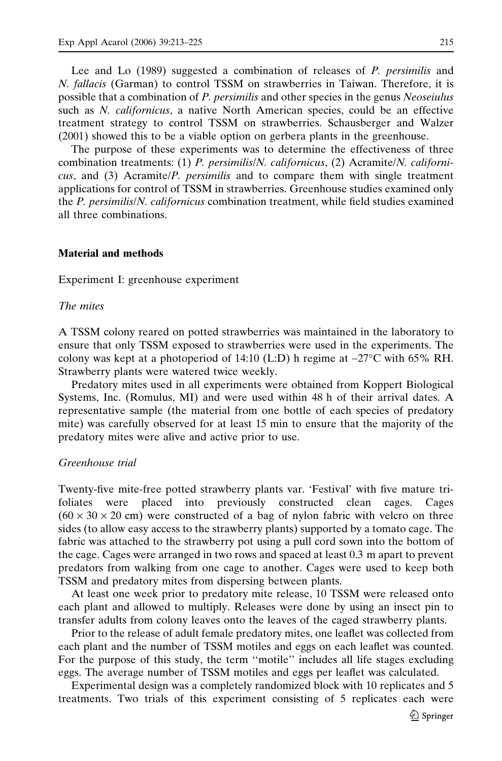Lee and Lo (1989) suggested a combination of releases of *P. persimilis* and *N. fallacis* (Garman) to control TSSM on strawberries in Taiwan. Therefore, it is possible that a combination of *P. persimilis* and other species in the genus *Neoseiulus* such as *N. californicus*, a native North American species, could be an effective treatment strategy to control TSSM on strawberries. Schausberger and Walzer (2001) showed this to be a viable option on gerbera plants in the greenhouse.

The purpose of these experiments was to determine the effectiveness of three combination treatments: (1) *P. persimilis*/*N. californicus*, (2) Acramite/*N. californicus*, and (3) Acramite/*P. persimilis* and to compare them with single treatment applications for control of TSSM in strawberries. Greenhouse studies examined only the *P. persimilis*/*N. californicus* combination treatment, while field studies examined all three combinations.

## Material and methods

### Experiment I: greenhouse experiment

#### *The mites*

A TSSM colony reared on potted strawberries was maintained in the laboratory to ensure that only TSSM exposed to strawberries were used in the experiments. The colony was kept at a photoperiod of 14:10 (L:D) h regime at ~27°C with 65% RH. Strawberry plants were watered twice weekly.

Predatory mites used in all experiments were obtained from Koppert Biological Systems, Inc. (Romulus, MI) and were used within 48 h of their arrival dates. A representative sample (the material from one bottle of each species of predatory mite) was carefully observed for at least 15 min to ensure that the majority of the predatory mites were alive and active prior to use.

#### *Greenhouse trial*

Twenty-five mite-free potted strawberry plants var. 'Festival' with five mature trifoliates were placed into previously constructed clean cages. Cages ($60 \times 30 \times 20$ cm) were constructed of a bag of nylon fabric with velcro on three sides (to allow easy access to the strawberry plants) supported by a tomato cage. The fabric was attached to the strawberry pot using a pull cord sown into the bottom of the cage. Cages were arranged in two rows and spaced at least 0.3 m apart to prevent predators from walking from one cage to another. Cages were used to keep both TSSM and predatory mites from dispersing between plants.

At least one week prior to predatory mite release, 10 TSSM were released onto each plant and allowed to multiply. Releases were done by using an insect pin to transfer adults from colony leaves onto the leaves of the caged strawberry plants.

Prior to the release of adult female predatory mites, one leaflet was collected from each plant and the number of TSSM motiles and eggs on each leaflet was counted. For the purpose of this study, the term ''motile'' includes all life stages excluding eggs. The average number of TSSM motiles and eggs per leaflet was calculated.

Experimental design was a completely randomized block with 10 replicates and 5 treatments. Two trials of this experiment consisting of 5 replicates each were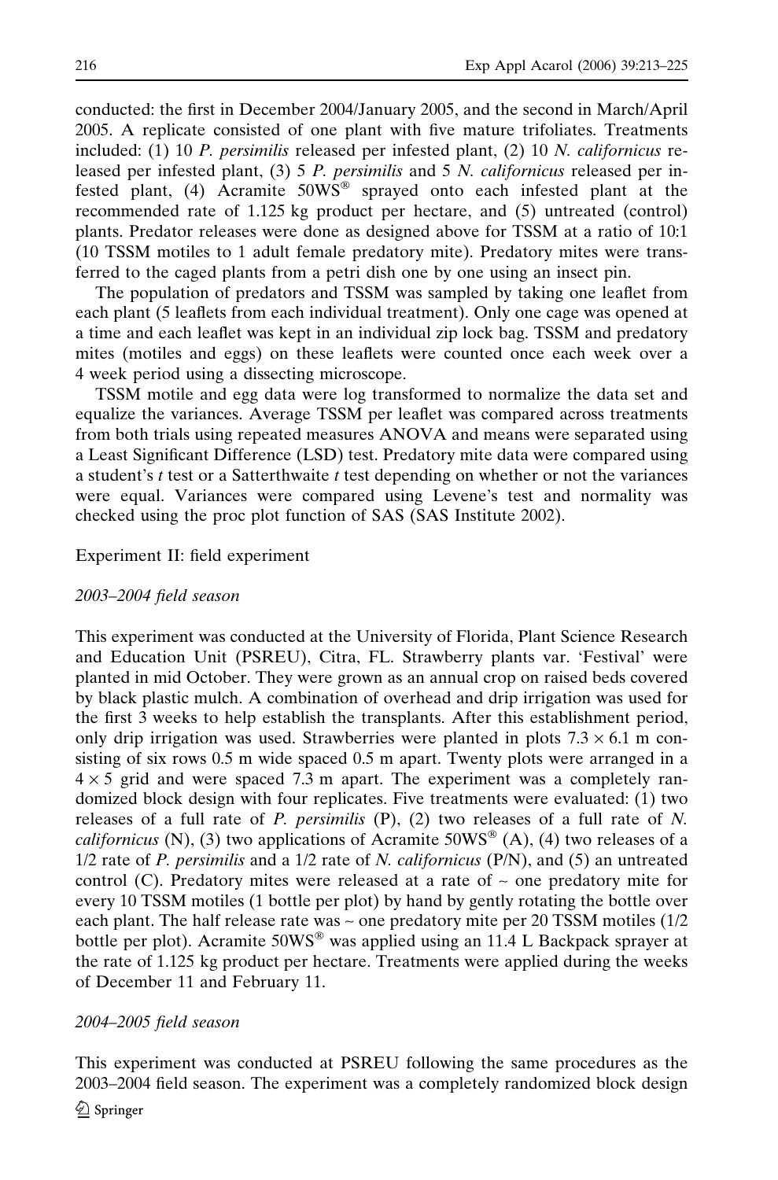conducted: the first in December 2004/January 2005, and the second in March/April 2005. A replicate consisted of one plant with five mature trifoliates. Treatments included: (1) 10 *P. persimilis* released per infested plant, (2) 10 *N. californicus* released per infested plant, (3) 5 *P. persimilis* and 5 *N. californicus* released per infested plant, (4) Acramite 50WS® sprayed onto each infested plant at the recommended rate of 1.125 kg product per hectare, and (5) untreated (control) plants. Predator releases were done as designed above for TSSM at a ratio of 10:1 (10 TSSM motiles to 1 adult female predatory mite). Predatory mites were transferred to the caged plants from a petri dish one by one using an insect pin.

The population of predators and TSSM was sampled by taking one leaflet from each plant (5 leaflets from each individual treatment). Only one cage was opened at a time and each leaflet was kept in an individual zip lock bag. TSSM and predatory mites (motiles and eggs) on these leaflets were counted once each week over a 4 week period using a dissecting microscope.

TSSM motile and egg data were log transformed to normalize the data set and equalize the variances. Average TSSM per leaflet was compared across treatments from both trials using repeated measures ANOVA and means were separated using a Least Significant Difference (LSD) test. Predatory mite data were compared using a student's $t$ test or a Satterthwaite $t$ test depending on whether or not the variances were equal. Variances were compared using Levene's test and normality was checked using the proc plot function of SAS (SAS Institute 2002).

## Experiment II: field experiment

### *2003–2004 field season*

This experiment was conducted at the University of Florida, Plant Science Research and Education Unit (PSREU), Citra, FL. Strawberry plants var. 'Festival' were planted in mid October. They were grown as an annual crop on raised beds covered by black plastic mulch. A combination of overhead and drip irrigation was used for the first 3 weeks to help establish the transplants. After this establishment period, only drip irrigation was used. Strawberries were planted in plots $7.3 \times 6.1$ m consisting of six rows 0.5 m wide spaced 0.5 m apart. Twenty plots were arranged in a $4 \times 5$ grid and were spaced 7.3 m apart. The experiment was a completely randomized block design with four replicates. Five treatments were evaluated: (1) two releases of a full rate of *P. persimilis* (P), (2) two releases of a full rate of *N. californicus* (N), (3) two applications of Acramite 50WS® (A), (4) two releases of a 1/2 rate of *P. persimilis* and a 1/2 rate of *N. californicus* (P/N), and (5) an untreated control (C). Predatory mites were released at a rate of ~ one predatory mite for every 10 TSSM motiles (1 bottle per plot) by hand by gently rotating the bottle over each plant. The half release rate was ~ one predatory mite per 20 TSSM motiles (1/2 bottle per plot). Acramite 50WS® was applied using an 11.4 L Backpack sprayer at the rate of 1.125 kg product per hectare. Treatments were applied during the weeks of December 11 and February 11.

### *2004–2005 field season*

This experiment was conducted at PSREU following the same procedures as the 2003–2004 field season. The experiment was a completely randomized block design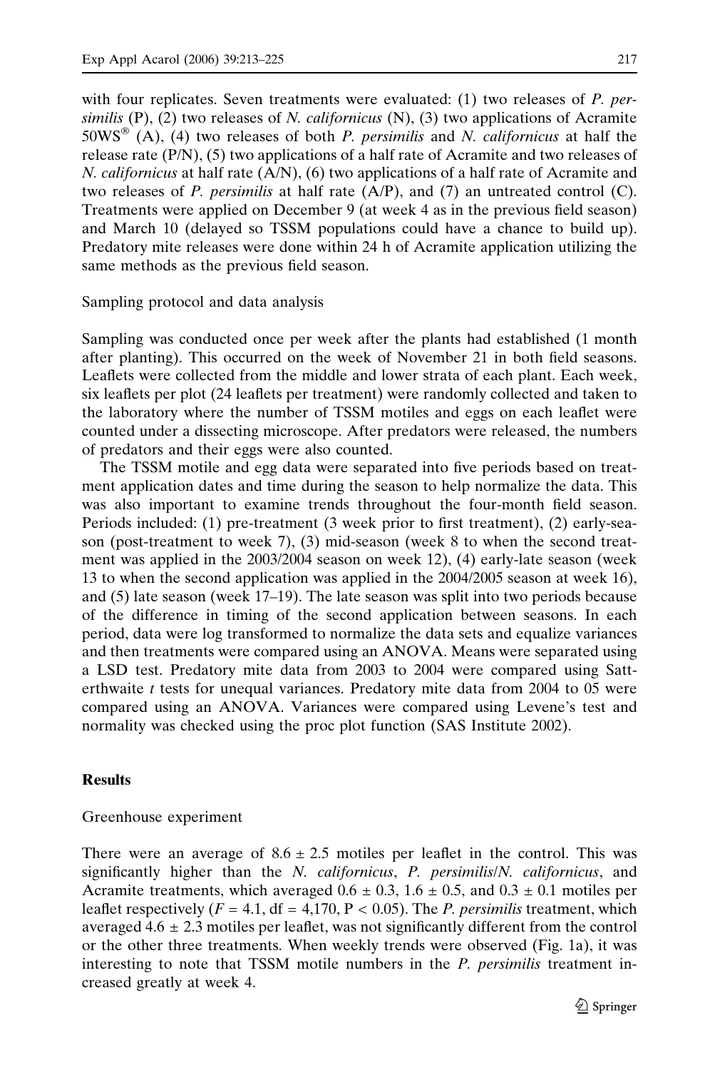with four replicates. Seven treatments were evaluated: (1) two releases of *P. persimilis* (P), (2) two releases of *N. californicus* (N), (3) two applications of Acramite 50WS® (A), (4) two releases of both *P. persimilis* and *N. californicus* at half the release rate (P/N), (5) two applications of a half rate of Acramite and two releases of *N. californicus* at half rate (A/N), (6) two applications of a half rate of Acramite and two releases of *P. persimilis* at half rate (A/P), and (7) an untreated control (C). Treatments were applied on December 9 (at week 4 as in the previous field season) and March 10 (delayed so TSSM populations could have a chance to build up). Predatory mite releases were done within 24 h of Acramite application utilizing the same methods as the previous field season.

### Sampling protocol and data analysis

Sampling was conducted once per week after the plants had established (1 month after planting). This occurred on the week of November 21 in both field seasons. Leaflets were collected from the middle and lower strata of each plant. Each week, six leaflets per plot (24 leaflets per treatment) were randomly collected and taken to the laboratory where the number of TSSM motiles and eggs on each leaflet were counted under a dissecting microscope. After predators were released, the numbers of predators and their eggs were also counted.

The TSSM motile and egg data were separated into five periods based on treatment application dates and time during the season to help normalize the data. This was also important to examine trends throughout the four-month field season. Periods included: (1) pre-treatment (3 week prior to first treatment), (2) early-season (post-treatment to week 7), (3) mid-season (week 8 to when the second treatment was applied in the 2003/2004 season on week 12), (4) early-late season (week 13 to when the second application was applied in the 2004/2005 season at week 16), and (5) late season (week 17–19). The late season was split into two periods because of the difference in timing of the second application between seasons. In each period, data were log transformed to normalize the data sets and equalize variances and then treatments were compared using an ANOVA. Means were separated using a LSD test. Predatory mite data from 2003 to 2004 were compared using Satterthwaite $t$ tests for unequal variances. Predatory mite data from 2004 to 05 were compared using an ANOVA. Variances were compared using Levene's test and normality was checked using the proc plot function (SAS Institute 2002).

## Results

### Greenhouse experiment

There were an average of $8.6 \pm 2.5$ motiles per leaflet in the control. This was significantly higher than the *N. californicus*, *P. persimilis*/*N. californicus*, and Acramite treatments, which averaged $0.6 \pm 0.3$, $1.6 \pm 0.5$, and $0.3 \pm 0.1$ motiles per leaflet respectively ($F = 4.1$, df = 4,170, $P < 0.05$). The *P. persimilis* treatment, which averaged $4.6 \pm 2.3$ motiles per leaflet, was not significantly different from the control or the other three treatments. When weekly trends were observed (Fig. 1a), it was interesting to note that TSSM motile numbers in the *P. persimilis* treatment increased greatly at week 4.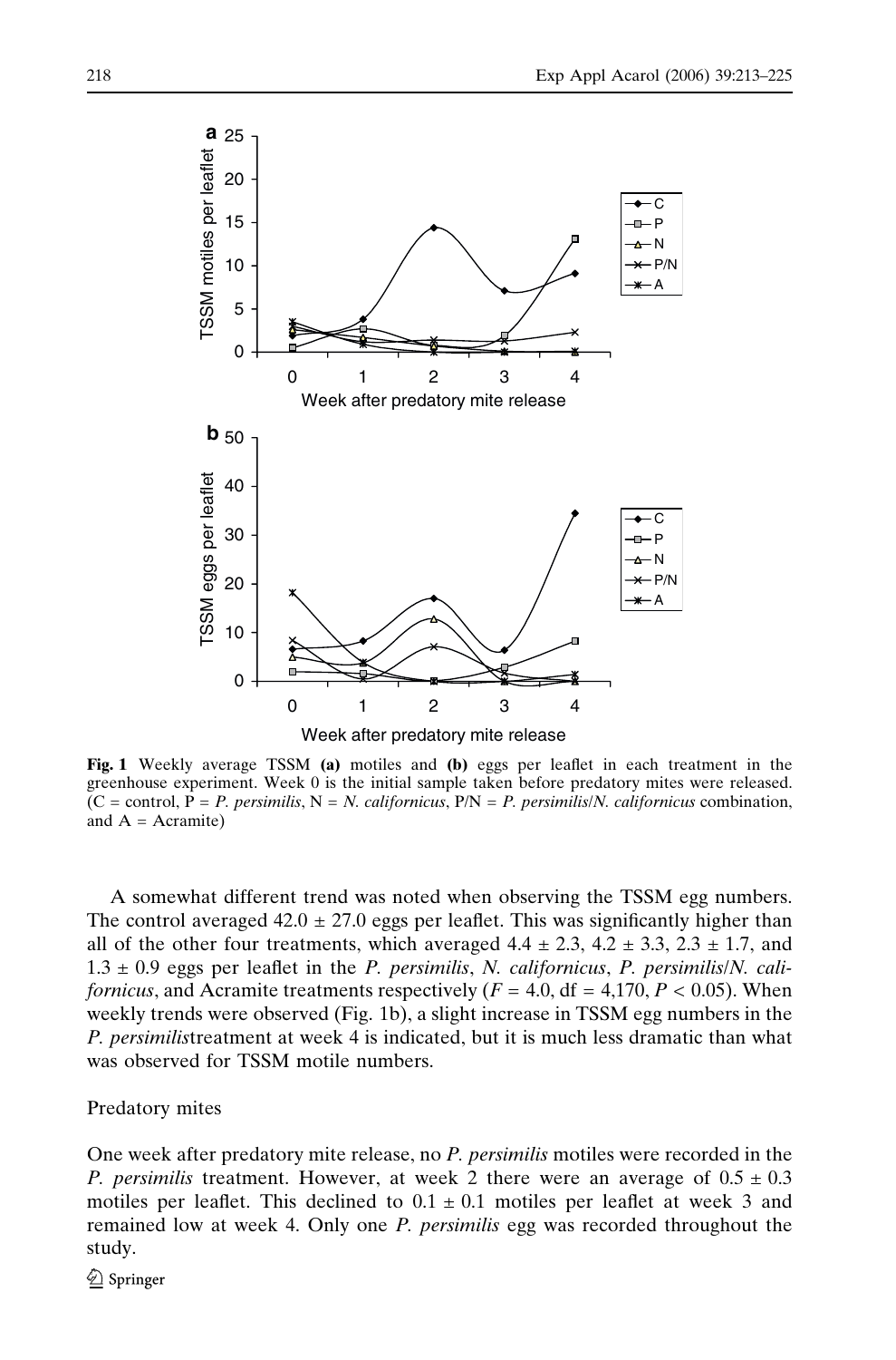**Fig. 1** Weekly average TSSM **(a)** motiles and **(b)** eggs per leaflet in each treatment in the greenhouse experiment. Week 0 is the initial sample taken before predatory mites were released. (C = control, P = *P. persimilis*, N = *N. californicus*, P/N = *P. persimilis*/*N. californicus* combination, and A = Acramite)

A somewhat different trend was noted when observing the TSSM egg numbers. The control averaged 42.0 ± 27.0 eggs per leaflet. This was significantly higher than all of the other four treatments, which averaged 4.4 ± 2.3, 4.2 ± 3.3, 2.3 ± 1.7, and 1.3 ± 0.9 eggs per leaflet in the *P. persimilis*, *N. californicus*, *P. persimilis*/*N. californicus*, and Acramite treatments respectively ($F = 4.0$, df = 4,170, $P < 0.05$). When weekly trends were observed (Fig. 1b), a slight increase in TSSM egg numbers in the *P. persimilis*treatment at week 4 is indicated, but it is much less dramatic than what was observed for TSSM motile numbers.

## Predatory mites

One week after predatory mite release, no *P. persimilis* motiles were recorded in the *P. persimilis* treatment. However, at week 2 there were an average of 0.5 ± 0.3 motiles per leaflet. This declined to 0.1 ± 0.1 motiles per leaflet at week 3 and remained low at week 4. Only one *P. persimilis* egg was recorded throughout the study.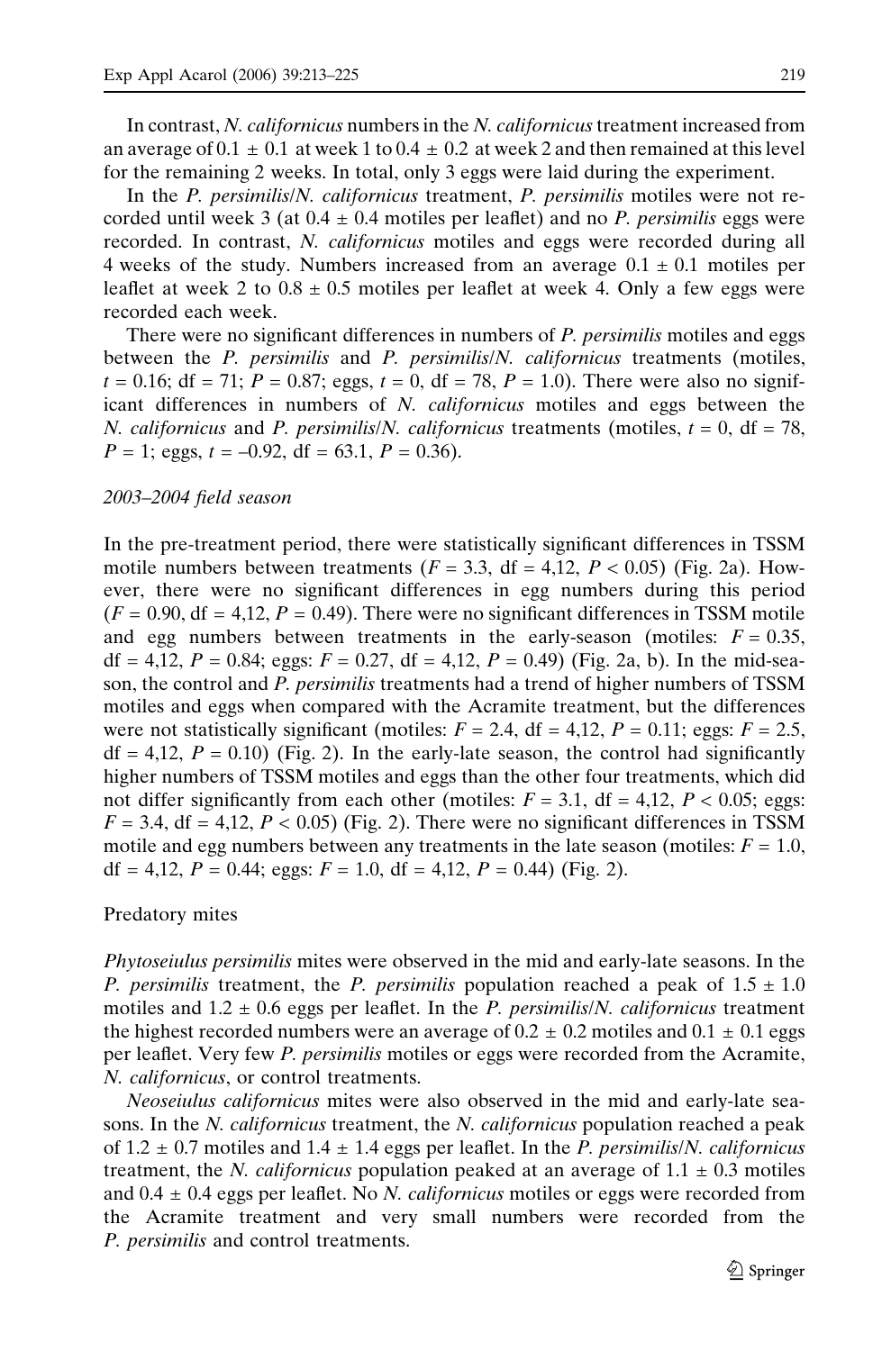In contrast, *N. californicus* numbers in the *N. californicus* treatment increased from an average of 0.1 ± 0.1 at week 1 to 0.4 ± 0.2 at week 2 and then remained at this level for the remaining 2 weeks. In total, only 3 eggs were laid during the experiment.

In the *P. persimilis*/*N. californicus* treatment, *P. persimilis* motiles were not recorded until week 3 (at 0.4 ± 0.4 motiles per leaflet) and no *P. persimilis* eggs were recorded. In contrast, *N. californicus* motiles and eggs were recorded during all 4 weeks of the study. Numbers increased from an average 0.1 ± 0.1 motiles per leaflet at week 2 to 0.8 ± 0.5 motiles per leaflet at week 4. Only a few eggs were recorded each week.

There were no significant differences in numbers of *P. persimilis* motiles and eggs between the *P. persimilis* and *P. persimilis*/*N. californicus* treatments (motiles, $t = 0.16$; df = 71; $P = 0.87$; eggs, $t = 0$, df = 78, $P = 1.0$). There were also no significant differences in numbers of *N. californicus* motiles and eggs between the *N. californicus* and *P. persimilis*/*N. californicus* treatments (motiles, $t = 0$, df = 78, $P = 1$; eggs, $t = -0.92$, df = 63.1, $P = 0.36$).

### *2003–2004 field season*

In the pre-treatment period, there were statistically significant differences in TSSM motile numbers between treatments ($F = 3.3$, df = 4,12, $P < 0.05$) (Fig. 2a). However, there were no significant differences in egg numbers during this period ($F = 0.90$, df = 4,12, $P = 0.49$). There were no significant differences in TSSM motile and egg numbers between treatments in the early-season (motiles: $F = 0.35$, df = 4,12, $P = 0.84$; eggs: $F = 0.27$, df = 4,12, $P = 0.49$) (Fig. 2a, b). In the mid-season, the control and *P. persimilis* treatments had a trend of higher numbers of TSSM motiles and eggs when compared with the Acramite treatment, but the differences were not statistically significant (motiles: $F = 2.4$, df = 4,12, $P = 0.11$; eggs: $F = 2.5$, df = 4,12, $P = 0.10$) (Fig. 2). In the early-late season, the control had significantly higher numbers of TSSM motiles and eggs than the other four treatments, which did not differ significantly from each other (motiles: $F = 3.1$, df = 4,12, $P < 0.05$; eggs: $F = 3.4$, df = 4,12, $P < 0.05$) (Fig. 2). There were no significant differences in TSSM motile and egg numbers between any treatments in the late season (motiles: $F = 1.0$, df = 4,12, $P = 0.44$; eggs: $F = 1.0$, df = 4,12, $P = 0.44$) (Fig. 2).

### Predatory mites

*Phytoseiulus persimilis* mites were observed in the mid and early-late seasons. In the *P. persimilis* treatment, the *P. persimilis* population reached a peak of 1.5 ± 1.0 motiles and 1.2 ± 0.6 eggs per leaflet. In the *P. persimilis*/*N. californicus* treatment the highest recorded numbers were an average of 0.2 ± 0.2 motiles and 0.1 ± 0.1 eggs per leaflet. Very few *P. persimilis* motiles or eggs were recorded from the Acramite, *N. californicus*, or control treatments.

*Neoseiulus californicus* mites were also observed in the mid and early-late seasons. In the *N. californicus* treatment, the *N. californicus* population reached a peak of 1.2 ± 0.7 motiles and 1.4 ± 1.4 eggs per leaflet. In the *P. persimilis*/*N. californicus* treatment, the *N. californicus* population peaked at an average of 1.1 ± 0.3 motiles and 0.4 ± 0.4 eggs per leaflet. No *N. californicus* motiles or eggs were recorded from the Acramite treatment and very small numbers were recorded from the *P. persimilis* and control treatments.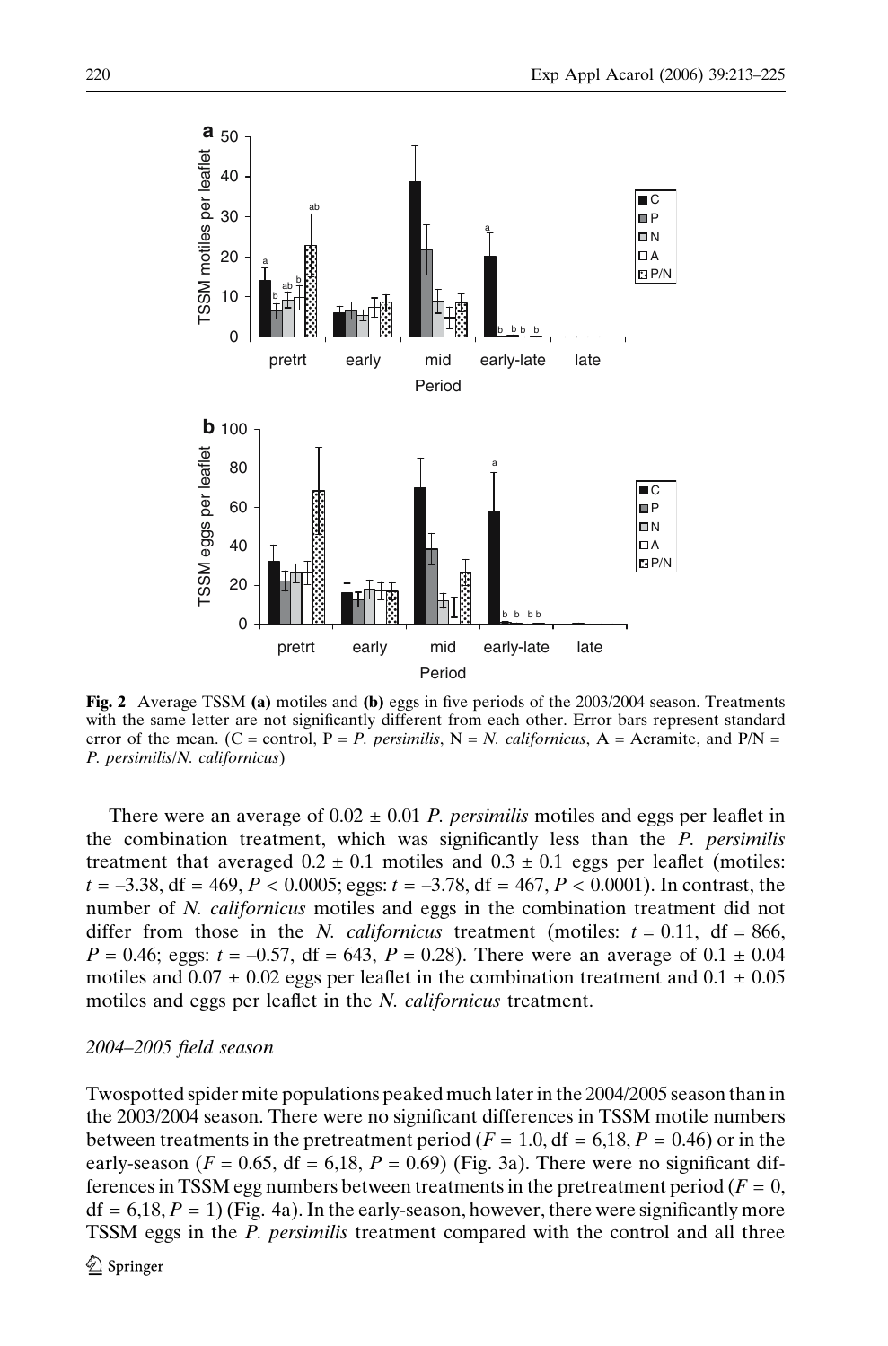**Fig. 2** Average TSSM **(a)** motiles and **(b)** eggs in five periods of the 2003/2004 season. Treatments with the same letter are not significantly different from each other. Error bars represent standard error of the mean. (C = control, P = *P. persimilis*, N = *N. californicus*, A = Acramite, and P/N = *P. persimilis*/*N. californicus*)

There were an average of $0.02 \pm 0.01$ *P. persimilis* motiles and eggs per leaflet in the combination treatment, which was significantly less than the *P. persimilis* treatment that averaged $0.2 \pm 0.1$ motiles and $0.3 \pm 0.1$ eggs per leaflet (motiles: $t = -3.38$, df = 469, $P < 0.0005$; eggs: $t = -3.78$, df = 467, $P < 0.0001$). In contrast, the number of *N. californicus* motiles and eggs in the combination treatment did not differ from those in the *N. californicus* treatment (motiles: $t = 0.11$, df = 866, $P = 0.46$; eggs: $t = -0.57$, df = 643, $P = 0.28$). There were an average of $0.1 \pm 0.04$ motiles and $0.07 \pm 0.02$ eggs per leaflet in the combination treatment and $0.1 \pm 0.05$ motiles and eggs per leaflet in the *N. californicus* treatment.

### *2004–2005 field season*

Twospotted spider mite populations peaked much later in the 2004/2005 season than in the 2003/2004 season. There were no significant differences in TSSM motile numbers between treatments in the pretreatment period ($F = 1.0$, df = 6,18, $P = 0.46$) or in the early-season ($F = 0.65$, df = 6,18, $P = 0.69$) (Fig. 3a). There were no significant differences in TSSM egg numbers between treatments in the pretreatment period ($F = 0$, df = 6,18, $P = 1$) (Fig. 4a). In the early-season, however, there were significantly more TSSM eggs in the *P. persimilis* treatment compared with the control and all three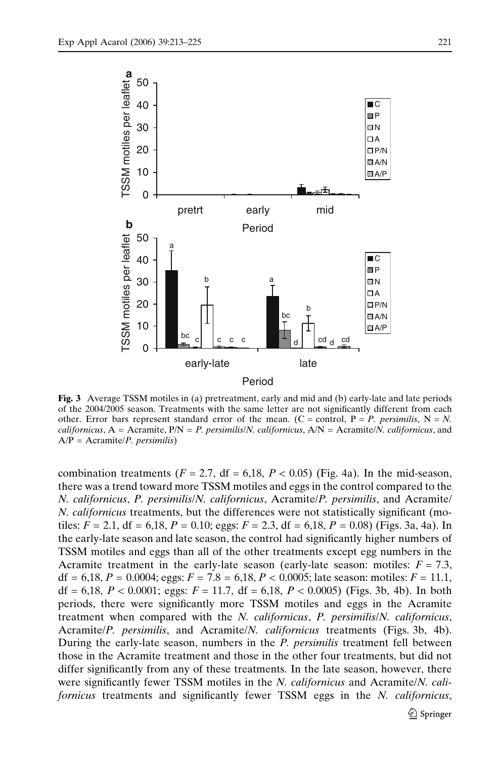**Fig. 3** Average TSSM motiles in (a) pretreatment, early and mid and (b) early-late and late periods of the 2004/2005 season. Treatments with the same letter are not significantly different from each other. Error bars represent standard error of the mean. (C = control, P = *P. persimilis*, N = *N. californicus*, A = Acramite, P/N = *P. persimilis*/*N. californicus*, A/N = Acramite/*N. californicus*, and A/P = Acramite/*P. persimilis*)

combination treatments ($F = 2.7$, df = 6,18, $P < 0.05$) (Fig. 4a). In the mid-season, there was a trend toward more TSSM motiles and eggs in the control compared to the *N. californicus*, *P. persimilis*/*N. californicus*, Acramite/*P. persimilis*, and Acramite/*N. californicus* treatments, but the differences were not statistically significant (motiles: $F = 2.1$, df = 6,18, $P = 0.10$; eggs: $F = 2.3$, df = 6,18, $P = 0.08$) (Figs. 3a, 4a). In the early-late season and late season, the control had significantly higher numbers of TSSM motiles and eggs than all of the other treatments except egg numbers in the Acramite treatment in the early-late season (early-late season: motiles: $F = 7.3$, df = 6,18, $P = 0.0004$; eggs: $F = 7.8 = 6,18$, $P < 0.0005$; late season: motiles: $F = 11.1$, df = 6,18, $P < 0.0001$; eggs: $F = 11.7$, df = 6,18, $P < 0.0005$) (Figs. 3b, 4b). In both periods, there were significantly more TSSM motiles and eggs in the Acramite treatment when compared with the *N. californicus*, *P. persimilis*/*N. californicus*, Acramite/*P. persimilis*, and Acramite/*N. californicus* treatments (Figs. 3b, 4b). During the early-late season, numbers in the *P. persimilis* treatment fell between those in the Acramite treatment and those in the other four treatments, but did not differ significantly from any of these treatments. In the late season, however, there were significantly fewer TSSM motiles in the *N. californicus* and Acramite/*N. californicus* treatments and significantly fewer TSSM eggs in the *N. californicus*,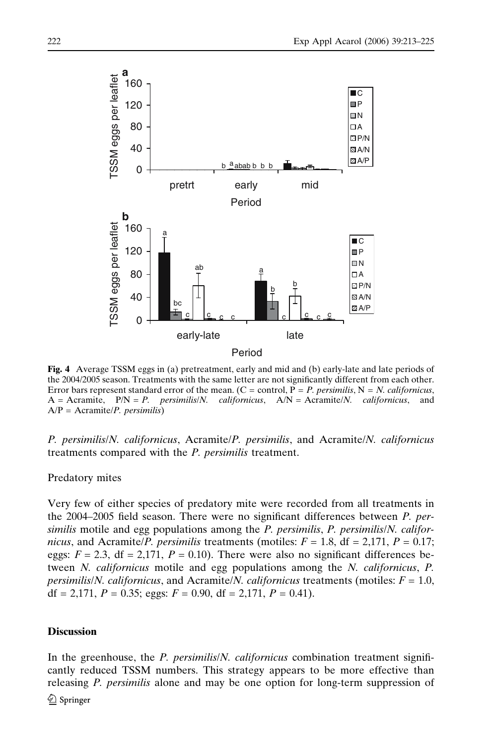**Fig. 4** Average TSSM eggs in (a) pretreatment, early and mid and (b) early-late and late periods of the 2004/2005 season. Treatments with the same letter are not significantly different from each other. Error bars represent standard error of the mean. (C = control, P = *P. persimilis*, N = *N. californicus*, A = Acramite, P/N = *P. persimilis*/*N. californicus*, A/N = Acramite/*N. californicus*, and A/P = Acramite/*P. persimilis*)

*P. persimilis*/*N. californicus*, Acramite/*P. persimilis*, and Acramite/*N. californicus* treatments compared with the *P. persimilis* treatment.

Predatory mites

Very few of either species of predatory mite were recorded from all treatments in the 2004–2005 field season. There were no significant differences between *P. persimilis* motile and egg populations among the *P. persimilis*, *P. persimilis*/*N. californicus*, and Acramite/*P. persimilis* treatments (motiles: $F = 1.8$, df = 2,171, $P = 0.17$; eggs: $F = 2.3$, df = 2,171, $P = 0.10$). There were also no significant differences between *N. californicus* motile and egg populations among the *N. californicus*, *P. persimilis*/*N. californicus*, and Acramite/*N. californicus* treatments (motiles: $F = 1.0$, df = 2,171, $P = 0.35$; eggs: $F = 0.90$, df = 2,171, $P = 0.41$).

## Discussion

In the greenhouse, the *P. persimilis*/*N. californicus* combination treatment significantly reduced TSSM numbers. This strategy appears to be more effective than releasing *P. persimilis* alone and may be one option for long-term suppression of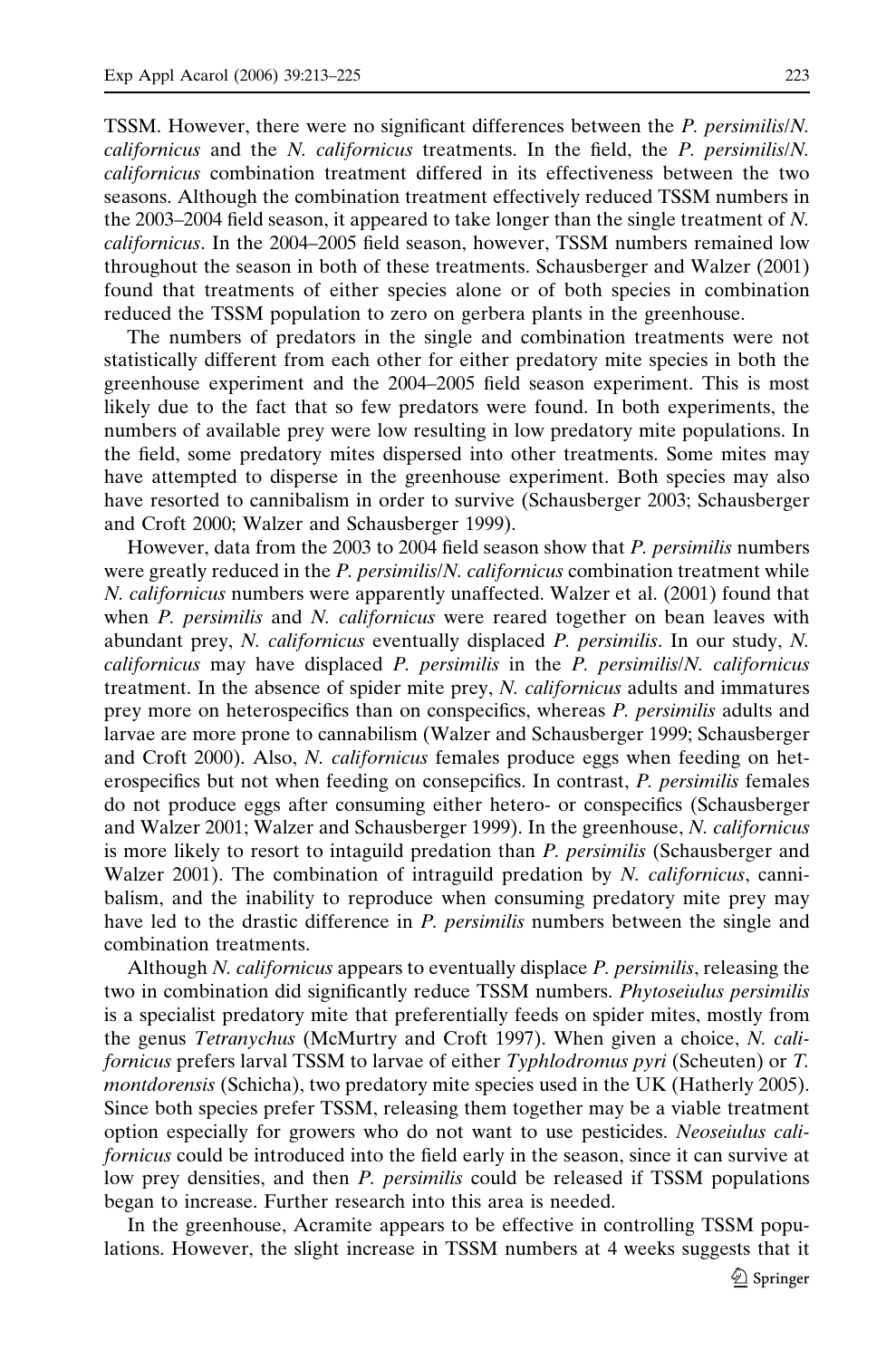TSSM. However, there were no significant differences between the *P. persimilis*/*N. californicus* and the *N. californicus* treatments. In the field, the *P. persimilis*/*N. californicus* combination treatment differed in its effectiveness between the two seasons. Although the combination treatment effectively reduced TSSM numbers in the 2003–2004 field season, it appeared to take longer than the single treatment of *N. californicus*. In the 2004–2005 field season, however, TSSM numbers remained low throughout the season in both of these treatments. Schausberger and Walzer (2001) found that treatments of either species alone or of both species in combination reduced the TSSM population to zero on gerbera plants in the greenhouse.

The numbers of predators in the single and combination treatments were not statistically different from each other for either predatory mite species in both the greenhouse experiment and the 2004–2005 field season experiment. This is most likely due to the fact that so few predators were found. In both experiments, the numbers of available prey were low resulting in low predatory mite populations. In the field, some predatory mites dispersed into other treatments. Some mites may have attempted to disperse in the greenhouse experiment. Both species may also have resorted to cannibalism in order to survive (Schausberger 2003; Schausberger and Croft 2000; Walzer and Schausberger 1999).

However, data from the 2003 to 2004 field season show that *P. persimilis* numbers were greatly reduced in the *P. persimilis*/*N. californicus* combination treatment while *N. californicus* numbers were apparently unaffected. Walzer et al. (2001) found that when *P. persimilis* and *N. californicus* were reared together on bean leaves with abundant prey, *N. californicus* eventually displaced *P. persimilis*. In our study, *N. californicus* may have displaced *P. persimilis* in the *P. persimilis*/*N. californicus* treatment. In the absence of spider mite prey, *N. californicus* adults and immatures prey more on heterospecifics than on conspecifics, whereas *P. persimilis* adults and larvae are more prone to cannabilism (Walzer and Schausberger 1999; Schausberger and Croft 2000). Also, *N. californicus* females produce eggs when feeding on heterospecifics but not when feeding on consepcifics. In contrast, *P. persimilis* females do not produce eggs after consuming either hetero- or conspecifics (Schausberger and Walzer 2001; Walzer and Schausberger 1999). In the greenhouse, *N. californicus* is more likely to resort to intaguild predation than *P. persimilis* (Schausberger and Walzer 2001). The combination of intraguild predation by *N. californicus*, cannibalism, and the inability to reproduce when consuming predatory mite prey may have led to the drastic difference in *P. persimilis* numbers between the single and combination treatments.

Although *N. californicus* appears to eventually displace *P. persimilis*, releasing the two in combination did significantly reduce TSSM numbers. *Phytoseiulus persimilis* is a specialist predatory mite that preferentially feeds on spider mites, mostly from the genus *Tetranychus* (McMurtry and Croft 1997). When given a choice, *N. californicus* prefers larval TSSM to larvae of either *Typhlodromus pyri* (Scheuten) or *T. montdorensis* (Schicha), two predatory mite species used in the UK (Hatherly 2005). Since both species prefer TSSM, releasing them together may be a viable treatment option especially for growers who do not want to use pesticides. *Neoseiulus californicus* could be introduced into the field early in the season, since it can survive at low prey densities, and then *P. persimilis* could be released if TSSM populations began to increase. Further research into this area is needed.

In the greenhouse, Acramite appears to be effective in controlling TSSM populations. However, the slight increase in TSSM numbers at 4 weeks suggests that it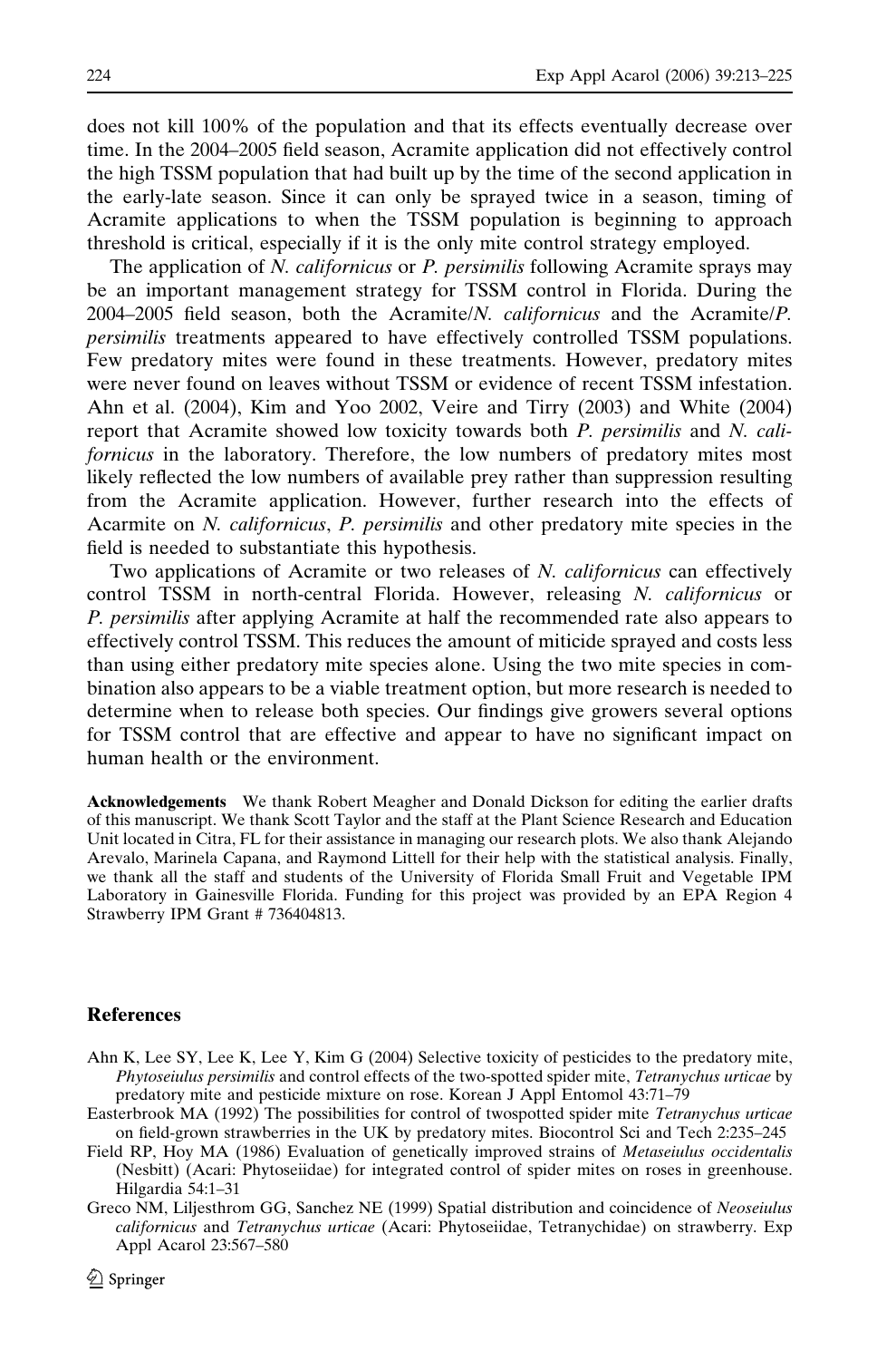does not kill 100% of the population and that its effects eventually decrease over time. In the 2004–2005 field season, Acramite application did not effectively control the high TSSM population that had built up by the time of the second application in the early-late season. Since it can only be sprayed twice in a season, timing of Acramite applications to when the TSSM population is beginning to approach threshold is critical, especially if it is the only mite control strategy employed.

The application of *N. californicus* or *P. persimilis* following Acramite sprays may be an important management strategy for TSSM control in Florida. During the 2004–2005 field season, both the Acramite/*N. californicus* and the Acramite/*P. persimilis* treatments appeared to have effectively controlled TSSM populations. Few predatory mites were found in these treatments. However, predatory mites were never found on leaves without TSSM or evidence of recent TSSM infestation. Ahn et al. (2004), Kim and Yoo 2002, Veire and Tirry (2003) and White (2004) report that Acramite showed low toxicity towards both *P. persimilis* and *N. californicus* in the laboratory. Therefore, the low numbers of predatory mites most likely reflected the low numbers of available prey rather than suppression resulting from the Acramite application. However, further research into the effects of Acarmite on *N. californicus*, *P. persimilis* and other predatory mite species in the field is needed to substantiate this hypothesis.

Two applications of Acramite or two releases of *N. californicus* can effectively control TSSM in north-central Florida. However, releasing *N. californicus* or *P. persimilis* after applying Acramite at half the recommended rate also appears to effectively control TSSM. This reduces the amount of miticide sprayed and costs less than using either predatory mite species alone. Using the two mite species in combination also appears to be a viable treatment option, but more research is needed to determine when to release both species. Our findings give growers several options for TSSM control that are effective and appear to have no significant impact on human health or the environment.

**Acknowledgements** We thank Robert Meagher and Donald Dickson for editing the earlier drafts of this manuscript. We thank Scott Taylor and the staff at the Plant Science Research and Education Unit located in Citra, FL for their assistance in managing our research plots. We also thank Alejando Arevalo, Marinela Capana, and Raymond Littell for their help with the statistical analysis. Finally, we thank all the staff and students of the University of Florida Small Fruit and Vegetable IPM Laboratory in Gainesville Florida. Funding for this project was provided by an EPA Region 4 Strawberry IPM Grant # 736404813.

## References

Ahn K, Lee SY, Lee K, Lee Y, Kim G (2004) Selective toxicity of pesticides to the predatory mite, *Phytoseiulus persimilis* and control effects of the two-spotted spider mite, *Tetranychus urticae* by predatory mite and pesticide mixture on rose. Korean J Appl Entomol 43:71–79

Easterbrook MA (1992) The possibilities for control of twospotted spider mite *Tetranychus urticae* on field-grown strawberries in the UK by predatory mites. Biocontrol Sci and Tech 2:235–245

Field RP, Hoy MA (1986) Evaluation of genetically improved strains of *Metaseiulus occidentalis* (Nesbitt) (Acari: Phytoseiidae) for integrated control of spider mites on roses in greenhouse. Hilgardia 54:1–31

Greco NM, Liljesthrom GG, Sanchez NE (1999) Spatial distribution and coincidence of *Neoseiulus californicus* and *Tetranychus urticae* (Acari: Phytoseiidae, Tetranychidae) on strawberry. Exp Appl Acarol 23:567–580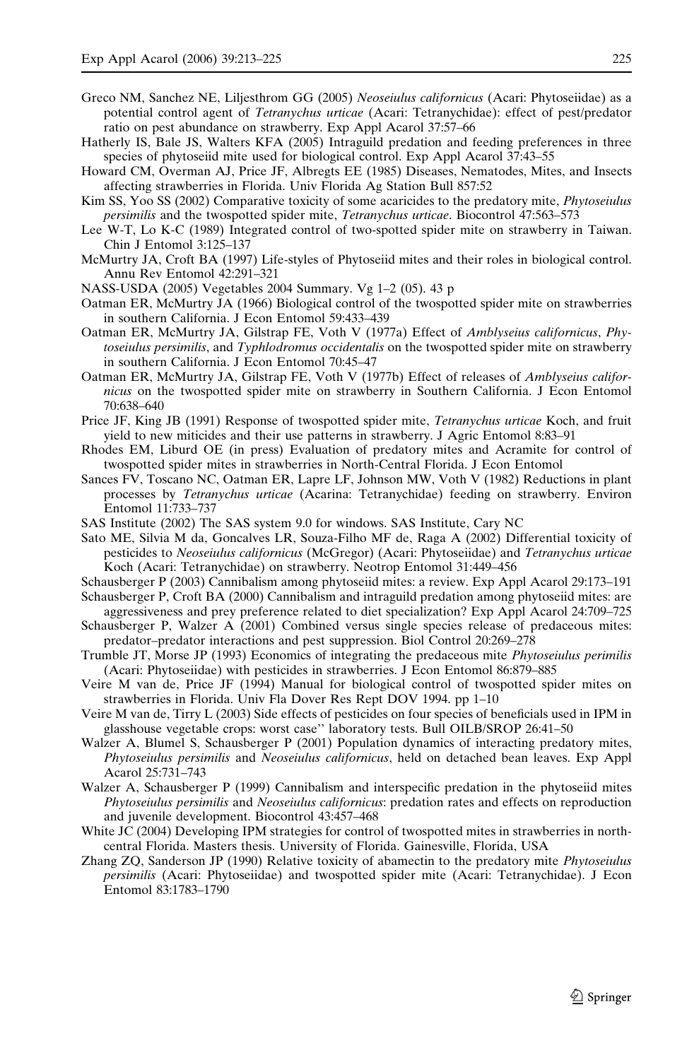Greco NM, Sanchez NE, Liljesthrom GG (2005) *Neoseiulus californicus* (Acari: Phytoseiidae) as a potential control agent of *Tetranychus urticae* (Acari: Tetranychidae): effect of pest/predator ratio on pest abundance on strawberry. Exp Appl Acarol 37:57–66

Hatherly IS, Bale JS, Walters KFA (2005) Intraguild predation and feeding preferences in three species of phytoseiid mite used for biological control. Exp Appl Acarol 37:43–55

Howard CM, Overman AJ, Price JF, Albregts EE (1985) Diseases, Nematodes, Mites, and Insects affecting strawberries in Florida. Univ Florida Ag Station Bull 857:52

Kim SS, Yoo SS (2002) Comparative toxicity of some acaricides to the predatory mite, *Phytoseiulus persimilis* and the twospotted spider mite, *Tetranychus urticae*. Biocontrol 47:563–573

Lee W-T, Lo K-C (1989) Integrated control of two-spotted spider mite on strawberry in Taiwan. Chin J Entomol 3:125–137

McMurtry JA, Croft BA (1997) Life-styles of Phytoseiid mites and their roles in biological control. Annu Rev Entomol 42:291–321

NASS-USDA (2005) Vegetables 2004 Summary. Vg 1–2 (05). 43 p

Oatman ER, McMurtry JA (1966) Biological control of the twospotted spider mite on strawberries in southern California. J Econ Entomol 59:433–439

Oatman ER, McMurtry JA, Gilstrap FE, Voth V (1977a) Effect of *Amblyseius californicus*, *Phytoseiulus persimilis*, and *Typhlodromus occidentalis* on the twospotted spider mite on strawberry in southern California. J Econ Entomol 70:45–47

Oatman ER, McMurtry JA, Gilstrap FE, Voth V (1977b) Effect of releases of *Amblyseius californicus* on the twospotted spider mite on strawberry in Southern California. J Econ Entomol 70:638–640

Price JF, King JB (1991) Response of twospotted spider mite, *Tetranychus urticae* Koch, and fruit yield to new miticides and their use patterns in strawberry. J Agric Entomol 8:83–91

Rhodes EM, Liburd OE (in press) Evaluation of predatory mites and Acramite for control of twospotted spider mites in strawberries in North-Central Florida. J Econ Entomol

Sances FV, Toscano NC, Oatman ER, Lapre LF, Johnson MW, Voth V (1982) Reductions in plant processes by *Tetranychus urticae* (Acarina: Tetranychidae) feeding on strawberry. Environ Entomol 11:733–737

SAS Institute (2002) The SAS system 9.0 for windows. SAS Institute, Cary NC

Sato ME, Silvia M da, Goncalves LR, Souza-Filho MF de, Raga A (2002) Differential toxicity of pesticides to *Neoseiulus californicus* (McGregor) (Acari: Phytoseiidae) and *Tetranychus urticae* Koch (Acari: Tetranychidae) on strawberry. Neotrop Entomol 31:449–456

Schausberger P (2003) Cannibalism among phytoseiid mites: a review. Exp Appl Acarol 29:173–191

Schausberger P, Croft BA (2000) Cannibalism and intraguild predation among phytoseiid mites: are aggressiveness and prey preference related to diet specialization? Exp Appl Acarol 24:709–725

Schausberger P, Walzer A (2001) Combined versus single species release of predaceous mites: predator–predator interactions and pest suppression. Biol Control 20:269–278

Trumble JT, Morse JP (1993) Economics of integrating the predaceous mite *Phytoseiulus perimilis* (Acari: Phytoseiidae) with pesticides in strawberries. J Econ Entomol 86:879–885

Veire M van de, Price JF (1994) Manual for biological control of twospotted spider mites on strawberries in Florida. Univ Fla Dover Res Rept DOV 1994. pp 1–10

Veire M van de, Tirry L (2003) Side effects of pesticides on four species of beneficials used in IPM in glasshouse vegetable crops: worst case'' laboratory tests. Bull OILB/SROP 26:41–50

Walzer A, Blumel S, Schausberger P (2001) Population dynamics of interacting predatory mites, *Phytoseiulus persimilis* and *Neoseiulus californicus*, held on detached bean leaves. Exp Appl Acarol 25:731–743

Walzer A, Schausberger P (1999) Cannibalism and interspecific predation in the phytoseiid mites *Phytoseiulus persimilis* and *Neoseiulus californicus*: predation rates and effects on reproduction and juvenile development. Biocontrol 43:457–468

White JC (2004) Developing IPM strategies for control of twospotted mites in strawberries in north-central Florida. Masters thesis. University of Florida. Gainesville, Florida, USA

Zhang ZQ, Sanderson JP (1990) Relative toxicity of abamectin to the predatory mite *Phytoseiulus persimilis* (Acari: Phytoseiidae) and twospotted spider mite (Acari: Tetranychidae). J Econ Entomol 83:1783–1790